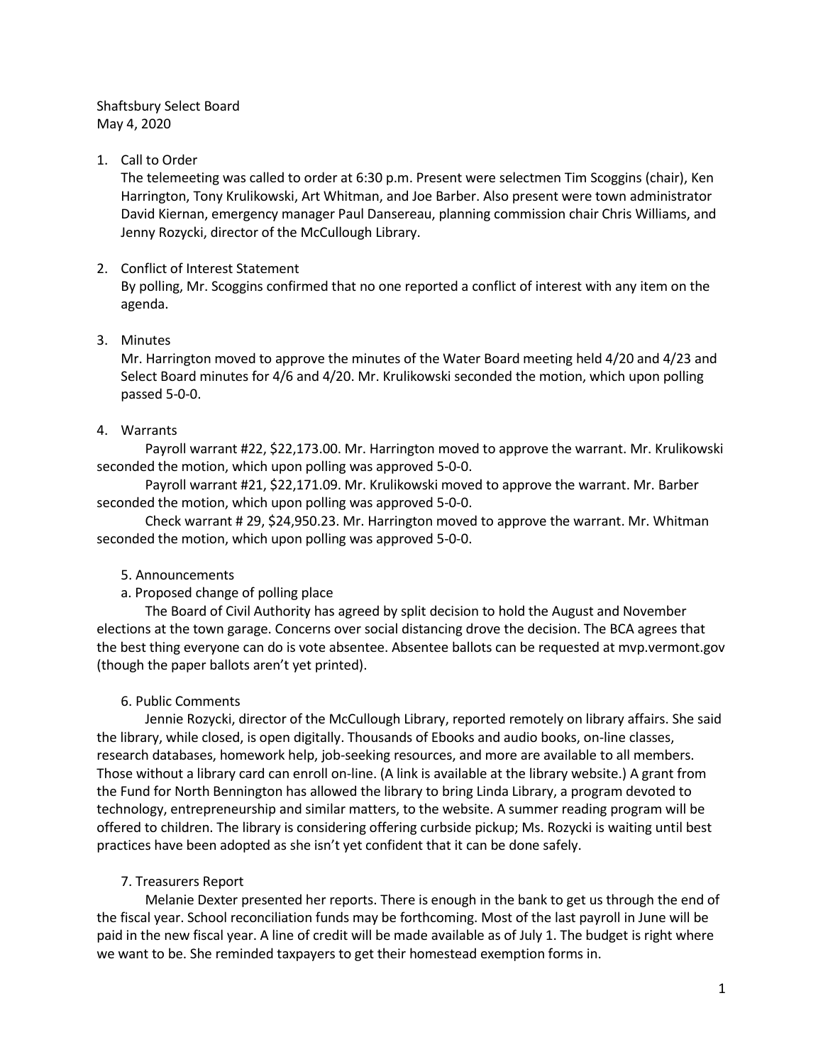Shaftsbury Select Board
May 4, 2020

1. Call to Order

   The telemeeting was called to order at 6:30 p.m. Present were selectmen Tim Scoggins (chair), Ken Harrington, Tony Krulikowski, Art Whitman, and Joe Barber. Also present were town administrator David Kiernan, emergency manager Paul Dansereau, planning commission chair Chris Williams, and Jenny Rozycki, director of the McCullough Library.

2. Conflict of Interest Statement

   By polling, Mr. Scoggins confirmed that no one reported a conflict of interest with any item on the agenda.

3. Minutes

   Mr. Harrington moved to approve the minutes of the Water Board meeting held 4/20 and 4/23 and Select Board minutes for 4/6 and 4/20. Mr. Krulikowski seconded the motion, which upon polling passed 5-0-0.

4. Warrants

   Payroll warrant #22, $22,173.00. Mr. Harrington moved to approve the warrant. Mr. Krulikowski seconded the motion, which upon polling was approved 5-0-0.

   Payroll warrant #21, $22,171.09. Mr. Krulikowski moved to approve the warrant. Mr. Barber seconded the motion, which upon polling was approved 5-0-0.

   Check warrant # 29, $24,950.23. Mr. Harrington moved to approve the warrant. Mr. Whitman seconded the motion, which upon polling was approved 5-0-0.

5. Announcements

a. Proposed change of polling place

The Board of Civil Authority has agreed by split decision to hold the August and November elections at the town garage. Concerns over social distancing drove the decision. The BCA agrees that the best thing everyone can do is vote absentee. Absentee ballots can be requested at mvp.vermont.gov (though the paper ballots aren't yet printed).

6. Public Comments

Jennie Rozycki, director of the McCullough Library, reported remotely on library affairs. She said the library, while closed, is open digitally. Thousands of Ebooks and audio books, on-line classes, research databases, homework help, job-seeking resources, and more are available to all members. Those without a library card can enroll on-line. (A link is available at the library website.) A grant from the Fund for North Bennington has allowed the library to bring Linda Library, a program devoted to technology, entrepreneurship and similar matters, to the website. A summer reading program will be offered to children. The library is considering offering curbside pickup; Ms. Rozycki is waiting until best practices have been adopted as she isn't yet confident that it can be done safely.

7. Treasurers Report

Melanie Dexter presented her reports. There is enough in the bank to get us through the end of the fiscal year. School reconciliation funds may be forthcoming. Most of the last payroll in June will be paid in the new fiscal year. A line of credit will be made available as of July 1. The budget is right where we want to be. She reminded taxpayers to get their homestead exemption forms in.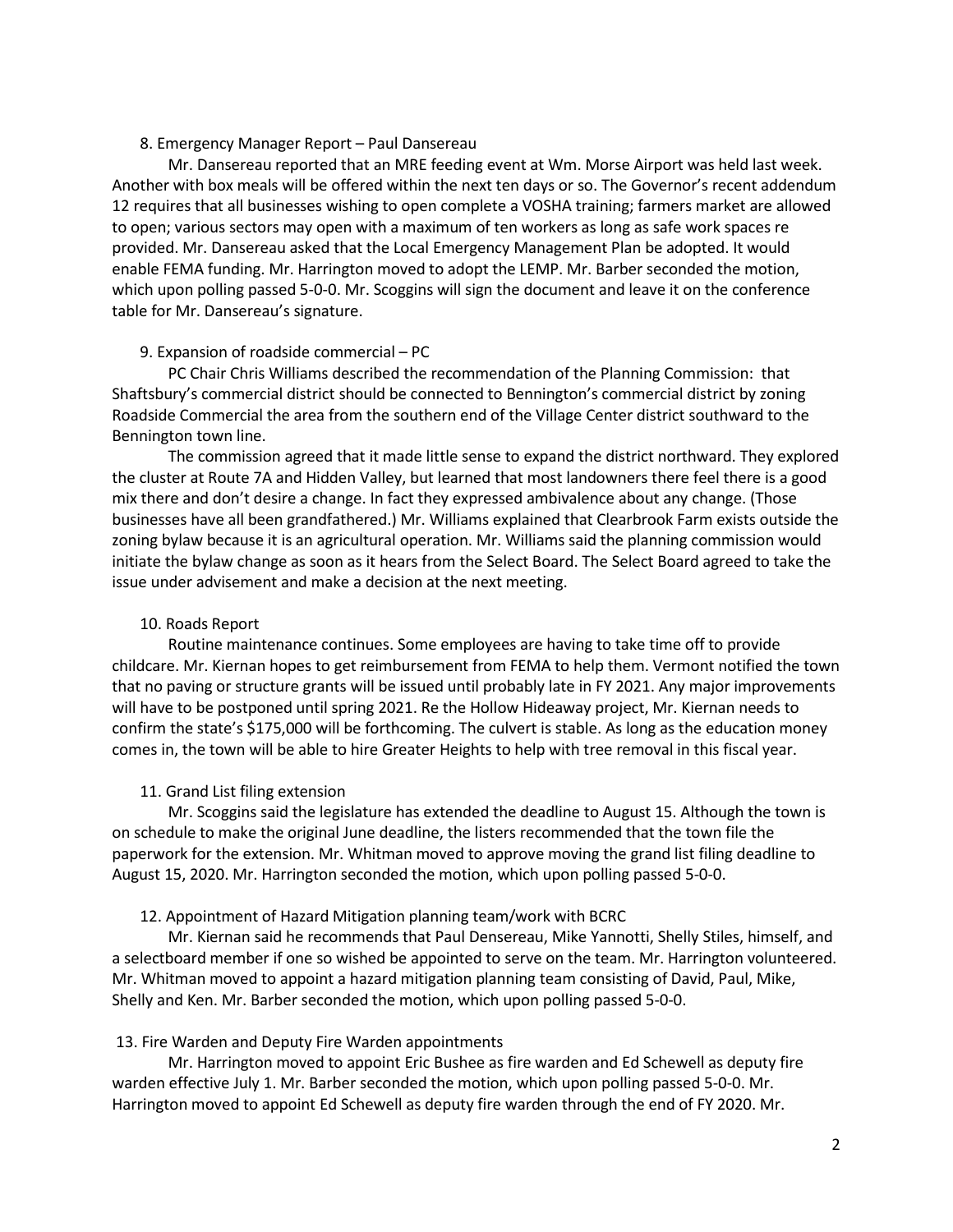8. Emergency Manager Report – Paul Dansereau

Mr. Dansereau reported that an MRE feeding event at Wm. Morse Airport was held last week. Another with box meals will be offered within the next ten days or so. The Governor's recent addendum 12 requires that all businesses wishing to open complete a VOSHA training; farmers market are allowed to open; various sectors may open with a maximum of ten workers as long as safe work spaces re provided. Mr. Dansereau asked that the Local Emergency Management Plan be adopted. It would enable FEMA funding. Mr. Harrington moved to adopt the LEMP. Mr. Barber seconded the motion, which upon polling passed 5-0-0. Mr. Scoggins will sign the document and leave it on the conference table for Mr. Dansereau's signature.

9. Expansion of roadside commercial – PC

PC Chair Chris Williams described the recommendation of the Planning Commission: that Shaftsbury's commercial district should be connected to Bennington's commercial district by zoning Roadside Commercial the area from the southern end of the Village Center district southward to the Bennington town line.

The commission agreed that it made little sense to expand the district northward. They explored the cluster at Route 7A and Hidden Valley, but learned that most landowners there feel there is a good mix there and don't desire a change. In fact they expressed ambivalence about any change. (Those businesses have all been grandfathered.) Mr. Williams explained that Clearbrook Farm exists outside the zoning bylaw because it is an agricultural operation. Mr. Williams said the planning commission would initiate the bylaw change as soon as it hears from the Select Board. The Select Board agreed to take the issue under advisement and make a decision at the next meeting.

10. Roads Report

Routine maintenance continues. Some employees are having to take time off to provide childcare. Mr. Kiernan hopes to get reimbursement from FEMA to help them. Vermont notified the town that no paving or structure grants will be issued until probably late in FY 2021. Any major improvements will have to be postponed until spring 2021. Re the Hollow Hideaway project, Mr. Kiernan needs to confirm the state's $175,000 will be forthcoming. The culvert is stable. As long as the education money comes in, the town will be able to hire Greater Heights to help with tree removal in this fiscal year.

11. Grand List filing extension

Mr. Scoggins said the legislature has extended the deadline to August 15. Although the town is on schedule to make the original June deadline, the listers recommended that the town file the paperwork for the extension. Mr. Whitman moved to approve moving the grand list filing deadline to August 15, 2020. Mr. Harrington seconded the motion, which upon polling passed 5-0-0.

12. Appointment of Hazard Mitigation planning team/work with BCRC

Mr. Kiernan said he recommends that Paul Densereau, Mike Yannotti, Shelly Stiles, himself, and a selectboard member if one so wished be appointed to serve on the team. Mr. Harrington volunteered. Mr. Whitman moved to appoint a hazard mitigation planning team consisting of David, Paul, Mike, Shelly and Ken. Mr. Barber seconded the motion, which upon polling passed 5-0-0.

13. Fire Warden and Deputy Fire Warden appointments

Mr. Harrington moved to appoint Eric Bushee as fire warden and Ed Schewell as deputy fire warden effective July 1. Mr. Barber seconded the motion, which upon polling passed 5-0-0. Mr. Harrington moved to appoint Ed Schewell as deputy fire warden through the end of FY 2020. Mr.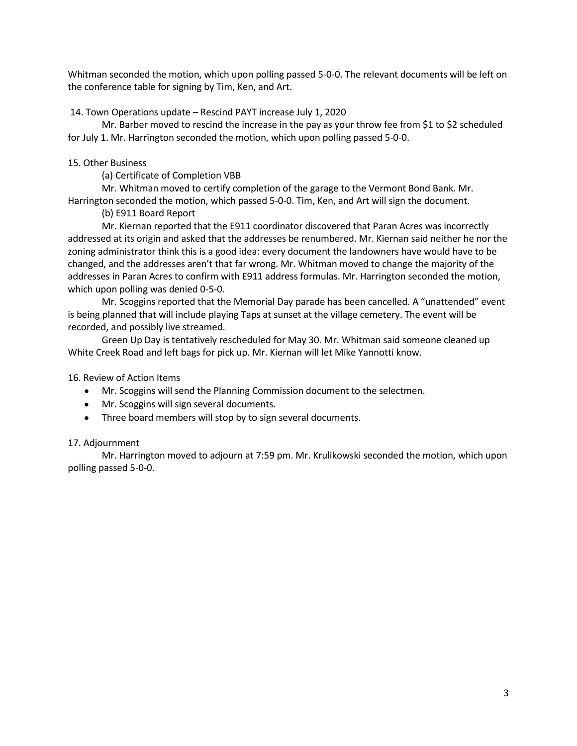Whitman seconded the motion, which upon polling passed 5-0-0. The relevant documents will be left on the conference table for signing by Tim, Ken, and Art.

14. Town Operations update – Rescind PAYT increase July 1, 2020

Mr. Barber moved to rescind the increase in the pay as your throw fee from $1 to $2 scheduled for July 1. Mr. Harrington seconded the motion, which upon polling passed 5-0-0.

15. Other Business

(a) Certificate of Completion VBB

Mr. Whitman moved to certify completion of the garage to the Vermont Bond Bank. Mr. Harrington seconded the motion, which passed 5-0-0. Tim, Ken, and Art will sign the document.

(b) E911 Board Report

Mr. Kiernan reported that the E911 coordinator discovered that Paran Acres was incorrectly addressed at its origin and asked that the addresses be renumbered. Mr. Kiernan said neither he nor the zoning administrator think this is a good idea: every document the landowners have would have to be changed, and the addresses aren't that far wrong. Mr. Whitman moved to change the majority of the addresses in Paran Acres to confirm with E911 address formulas. Mr. Harrington seconded the motion, which upon polling was denied 0-5-0.

Mr. Scoggins reported that the Memorial Day parade has been cancelled. A "unattended" event is being planned that will include playing Taps at sunset at the village cemetery. The event will be recorded, and possibly live streamed.

Green Up Day is tentatively rescheduled for May 30. Mr. Whitman said someone cleaned up White Creek Road and left bags for pick up. Mr. Kiernan will let Mike Yannotti know.

16. Review of Action Items

- Mr. Scoggins will send the Planning Commission document to the selectmen.
- Mr. Scoggins will sign several documents.
- Three board members will stop by to sign several documents.

17. Adjournment

Mr. Harrington moved to adjourn at 7:59 pm. Mr. Krulikowski seconded the motion, which upon polling passed 5-0-0.